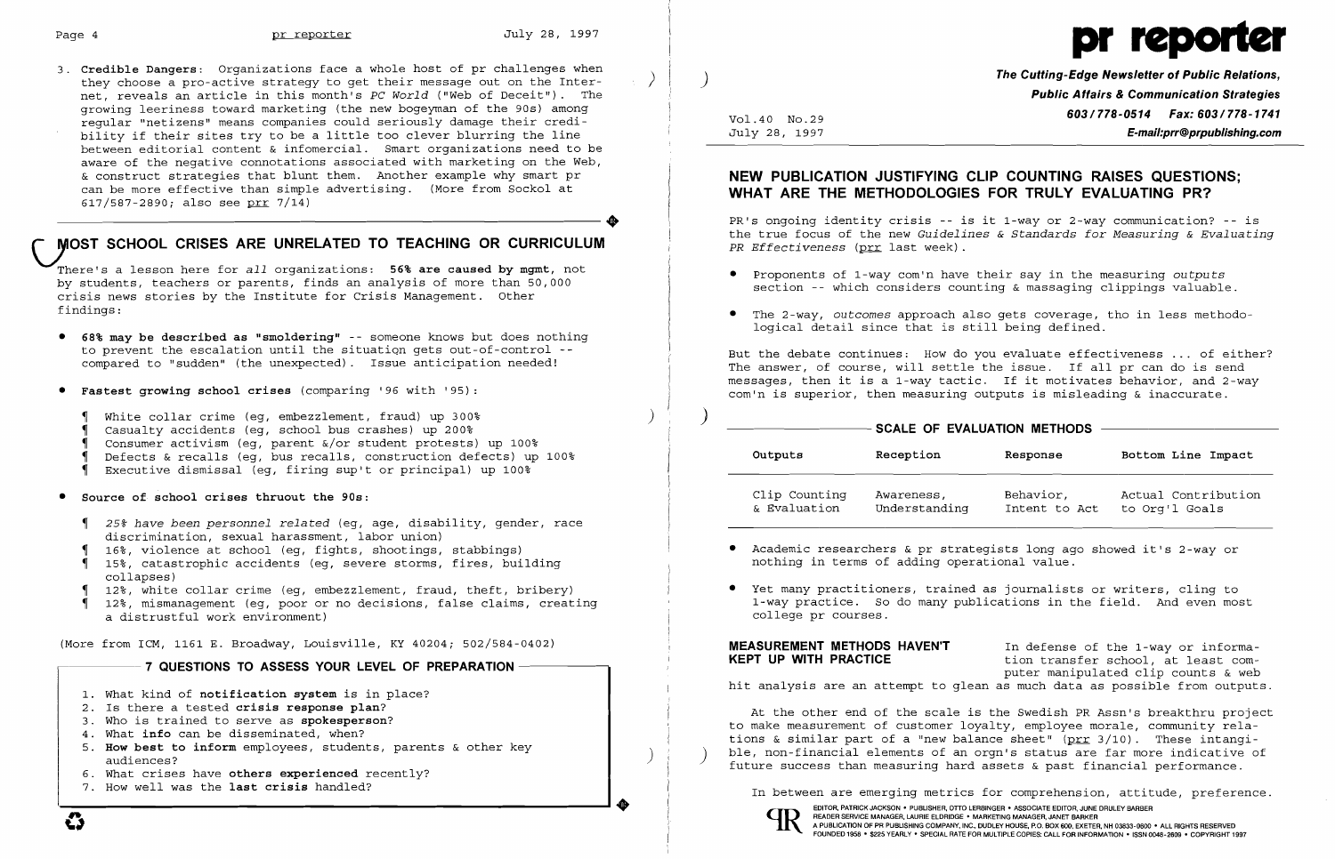3. **Credible Dangers**: Organizations face a whole host of pr challenges when they choose a pro-active strategy to get their message out on the Internet, reveals an article in this month's *PC World* ("Web of Deceit"). The growing leeriness toward marketing (the new bogeyman of the 90s) among regular "netizens" means companies could seriously damage their credibility if their sites try to be a little too clever blurring the line between editorial content & infomercial. Smart organizations need to be aware of the negative connotations associated with marketing on the Web, & construct strategies that blunt them. Another example why smart pr can be more effective than simple advertising. (More from Sockol at 617/587-2890; also see prr 7/14)

## MOST SCHOOL CRISES ARE UNRELATED TO TEACHING OR CURRICULUM

There's a lesson here for *all* organizations: **56% are caused by mgmt**, not by students, teachers or parents, finds an analysis of more than 50,000 crisis news stories by the Institute for Crisis Management. Other findings:

- **68% may be described as "smoldering"** -- someone knows but does nothing to prevent the escalation until the situation gets out-of-control -- compared to "sudden" (the unexpected). Issue anticipation needed!

- **Fastest growing school crises** (comparing '96 with '95):
  - White collar crime (eg, embezzlement, fraud) up 300%
  - Casualty accidents (eg, school bus crashes) up 200%
  - Consumer activism (eg, parent &/or student protests) up 100%
  - Defects & recalls (eg, bus recalls, construction defects) up 100%
  - Executive dismissal (eg, firing sup't or principal) up 100%

- **Source of school crises thruout the 90s**:
  - *25% have been personnel related* (eg, age, disability, gender, race discrimination, sexual harassment, labor union)
  - 16%, violence at school (eg, fights, shootings, stabbings)
  - 15%, catastrophic accidents (eg, severe storms, fires, building collapses)
  - 12%, white collar crime (eg, embezzlement, fraud, theft, bribery)
  - 12%, mismanagement (eg, poor or no decisions, false claims, creating a distrustful work environment)

(More from ICM, 1161 E. Broadway, Louisville, KY 40204; 502/584-0402)

### 7 QUESTIONS TO ASSESS YOUR LEVEL OF PREPARATION

1. What kind of **notification system** is in place?
2. Is there a tested **crisis response plan**?
3. Who is trained to serve as **spokesperson**?
4. What **info** can be disseminated, when?
5. **How best to inform** employees, students, parents & other key audiences?
6. What crises have **others experienced** recently?
7. How well was the **last crisis** handled?

# pr reporter

**The Cutting-Edge Newsletter of Public Relations, Public Affairs & Communication Strategies**
**603/778-0514 Fax: 603/778-1741**
**E-mail:prr@prpublishing.com**

Vol.40 No.29
July 28, 1997

## NEW PUBLICATION JUSTIFYING CLIP COUNTING RAISES QUESTIONS; WHAT ARE THE METHODOLOGIES FOR TRULY EVALUATING PR?

PR's ongoing identity crisis -- is it 1-way or 2-way communication? -- is the true focus of the new *Guidelines & Standards for Measuring & Evaluating PR Effectiveness* (prr last week).

- Proponents of 1-way com'n have their say in the measuring *outputs* section -- which considers counting & massaging clippings valuable.

- The 2-way, *outcomes* approach also gets coverage, tho in less methodological detail since that is still being defined.

But the debate continues: How do you evaluate effectiveness ... of either? The answer, of course, will settle the issue. If all pr can do is send messages, then it is a 1-way tactic. If it motivates behavior, and 2-way com'n is superior, then measuring outputs is misleading & inaccurate.

**SCALE OF EVALUATION METHODS**

| Outputs | Reception | Response | Bottom Line Impact |
|---|---|---|---|
| Clip Counting & Evaluation | Awareness, Understanding | Behavior, Intent to Act | Actual Contribution to Org'l Goals |

- Academic researchers & pr strategists long ago showed it's 2-way or nothing in terms of adding operational value.

- Yet many practitioners, trained as journalists or writers, cling to 1-way practice. So do many publications in the field. And even most college pr courses.

**MEASUREMENT METHODS HAVEN'T KEPT UP WITH PRACTICE**

In defense of the 1-way or information transfer school, at least computer manipulated clip counts & web hit analysis are an attempt to glean as much data as possible from outputs.

At the other end of the scale is the Swedish PR Assn's breakthru project to make measurement of customer loyalty, employee morale, community relations & similar part of a "new balance sheet" (prr 3/10). These intangible, non-financial elements of an orgn's status are far more indicative of future success than measuring hard assets & past financial performance.

In between are emerging metrics for comprehension, attitude, preference.

EDITOR, PATRICK JACKSON • PUBLISHER, OTTO LERBINGER • ASSOCIATE EDITOR, JUNE DRULEY BARBER
READER SERVICE MANAGER, LAURIE ELDRIDGE • MARKETING MANAGER, JANET BARKER
A PUBLICATION OF PR PUBLISHING COMPANY, INC., DUDLEY HOUSE, P.O. BOX 600, EXETER, NH 03833-0600 • ALL RIGHTS RESERVED
FOUNDED 1958 • $225 YEARLY • SPECIAL RATE FOR MULTIPLE COPIES: CALL FOR INFORMATION • ISSN 0048-2609 • COPYRIGHT 1997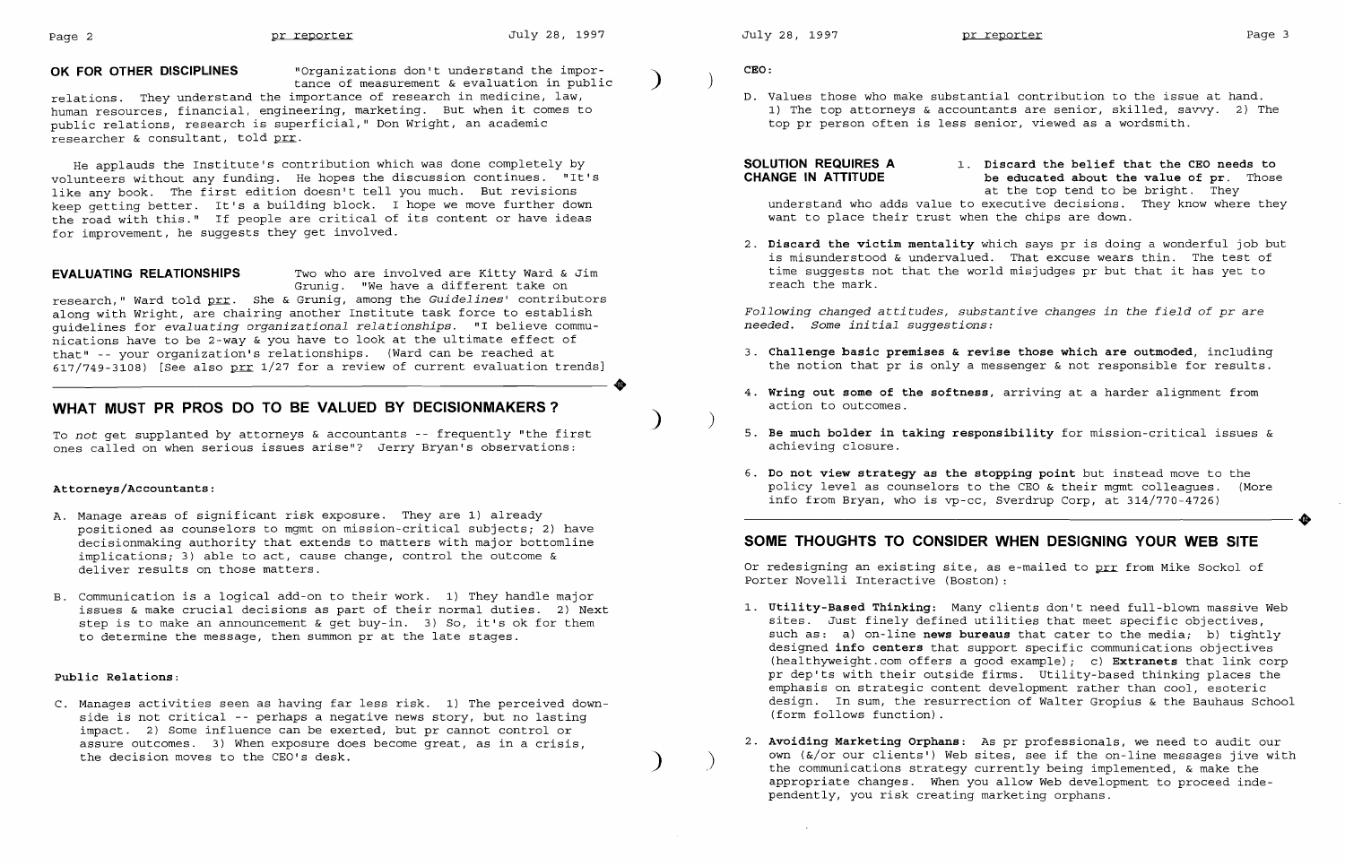**OK FOR OTHER DISCIPLINES** "Organizations don't understand the importance of measurement & evaluation in public relations. They understand the importance of research in medicine, law, human resources, financial, engineering, marketing. But when it comes to public relations, research is superficial," Don Wright, an academic researcher & consultant, told prr.

He applauds the Institute's contribution which was done completely by volunteers without any funding. He hopes the discussion continues. "It's like any book. The first edition doesn't tell you much. But revisions keep getting better. It's a building block. I hope we move further down the road with this." If people are critical of its content or have ideas for improvement, he suggests they get involved.

**EVALUATING RELATIONSHIPS** Two who are involved are Kitty Ward & Jim Grunig. "We have a different take on research," Ward told prr. She & Grunig, among the *Guidelines'* contributors along with Wright, are chairing another Institute task force to establish guidelines for *evaluating organizational relationships*. "I believe communications have to be 2-way & you have to look at the ultimate effect of that" -- your organization's relationships. (Ward can be reached at 617/749-3108) [See also prr 1/27 for a review of current evaluation trends]

## WHAT MUST PR PROS DO TO BE VALUED BY DECISIONMAKERS?

To *not* get supplanted by attorneys & accountants -- frequently "the first ones called on when serious issues arise"? Jerry Bryan's observations:

**Attorneys/Accountants:**

A. Manage areas of significant risk exposure. They are 1) already positioned as counselors to mgmt on mission-critical subjects; 2) have decisionmaking authority that extends to matters with major bottomline implications; 3) able to act, cause change, control the outcome & deliver results on those matters.

B. Communication is a logical add-on to their work. 1) They handle major issues & make crucial decisions as part of their normal duties. 2) Next step is to make an announcement & get buy-in. 3) So, it's ok for them to determine the message, then summon pr at the late stages.

**Public Relations:**

C. Manages activities seen as having far less risk. 1) The perceived downside is not critical -- perhaps a negative news story, but no lasting impact. 2) Some influence can be exerted, but pr cannot control or assure outcomes. 3) When exposure does become great, as in a crisis, the decision moves to the CEO's desk.

**CEO:**

D. Values those who make substantial contribution to the issue at hand. 1) The top attorneys & accountants are senior, skilled, savvy. 2) The top pr person often is less senior, viewed as a wordsmith.

**SOLUTION REQUIRES A CHANGE IN ATTITUDE**

1. **Discard the belief that the CEO needs to be educated about the value of pr.** Those at the top tend to be bright. They understand who adds value to executive decisions. They know where they want to place their trust when the chips are down.

2. **Discard the victim mentality** which says pr is doing a wonderful job but is misunderstood & undervalued. That excuse wears thin. The test of time suggests not that the world misjudges pr but that it has yet to reach the mark.

*Following changed attitudes, substantive changes in the field of pr are needed. Some initial suggestions:*

3. **Challenge basic premises & revise those which are outmoded**, including the notion that pr is only a messenger & not responsible for results.

4. **Wring out some of the softness**, arriving at a harder alignment from action to outcomes.

5. **Be much bolder in taking responsibility** for mission-critical issues & achieving closure.

6. **Do not view strategy as the stopping point** but instead move to the policy level as counselors to the CEO & their mgmt colleagues. (More info from Bryan, who is vp-cc, Sverdrup Corp, at 314/770-4726)

## SOME THOUGHTS TO CONSIDER WHEN DESIGNING YOUR WEB SITE

Or redesigning an existing site, as e-mailed to prr from Mike Sockol of Porter Novelli Interactive (Boston):

1. **Utility-Based Thinking:** Many clients don't need full-blown massive Web sites. Just finely defined utilities that meet specific objectives, such as: a) on-line **news bureaus** that cater to the media; b) tightly designed **info centers** that support specific communications objectives (healthyweight.com offers a good example); c) **Extranets** that link corp pr dep'ts with their outside firms. Utility-based thinking places the emphasis on strategic content development rather than cool, esoteric design. In sum, the resurrection of Walter Gropius & the Bauhaus School (form follows function).

2. **Avoiding Marketing Orphans:** As pr professionals, we need to audit our own (&/or our clients') Web sites, see if the on-line messages jive with the communications strategy currently being implemented, & make the appropriate changes. When you allow Web development to proceed independently, you risk creating marketing orphans.